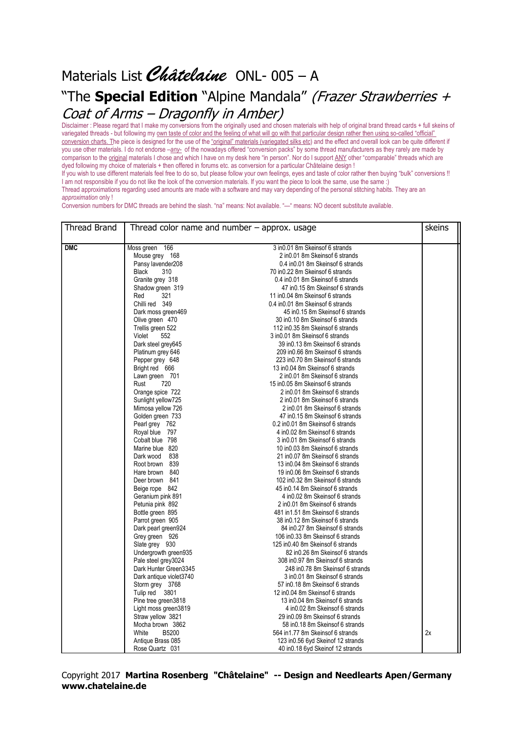# Materials List *Châtelaine* ONL- 005 – A

## "The **Special Edition** "Alpine Mandala" *(Frazer Strawberries + Coat of Arms – Dragonfly in Amber)*

Disclaimer : Please regard that I make my conversions from the originally used and chosen materials with help of original brand thread cards + full skeins of variegated threads - but following my own taste of color and the feeling of what will go with that particular design rather then using so-called "official" conversion charts. The piece is designed for the use of the "original" materials (variegated silks etc) and the effect and overall look can be quite different if you use other materials. I do not endorse –*any*- of the nowadays offered "conversion packs" by some thread manufacturers as they rarely are made by comparison to the original materials I chose and which I have on my desk here "in person". Nor do I support ANY other "comparable" threads which are dyed following my choice of materials + then offered in forums etc. as conversion for a particular Châtelaine design !

If you wish to use different materials feel free to do so, but please follow your own feelings, eyes and taste of color rather then buying "bulk" conversions !! I am not responsible if you do not like the look of the conversion materials. If you want the piece to look the same, use the same :)

Thread approximations regarding used amounts are made with a software and may vary depending of the personal stitching habits. They are an *approximation* only !

Conversion numbers for DMC threads are behind the slash. "na" means: Not available. "—" means: NO decent substitute available.

| Thread Brand | Thread color name and number – approx. usage | | skeins |
|---|---|---|---|
| **DMC** | Moss green 166 | 3 in0.01 8m Skeinsof 6 strands | |
| | Mouse grey 168 | 2 in0.01 8m Skeinsof 6 strands | |
| | Pansy lavender208 | 0.4 in0.01 8m Skeinsof 6 strands | |
| | Black 310 | 70 in0.22 8m Skeinsof 6 strands | |
| | Granite grey 318 | 0.4 in0.01 8m Skeinsof 6 strands | |
| | Shadow green 319 | 47 in0.15 8m Skeinsof 6 strands | |
| | Red 321 | 11 in0.04 8m Skeinsof 6 strands | |
| | Chilli red 349 | 0.4 in0.01 8m Skeinsof 6 strands | |
| | Dark moss green469 | 45 in0.15 8m Skeinsof 6 strands | |
| | Olive green 470 | 30 in0.10 8m Skeinsof 6 strands | |
| | Trellis green 522 | 112 in0.35 8m Skeinsof 6 strands | |
| | Violet 552 | 3 in0.01 8m Skeinsof 6 strands | |
| | Dark steel grey645 | 39 in0.13 8m Skeinsof 6 strands | |
| | Platinum grey 646 | 209 in0.66 8m Skeinsof 6 strands | |
| | Pepper grey 648 | 223 in0.70 8m Skeinsof 6 strands | |
| | Bright red 666 | 13 in0.04 8m Skeinsof 6 strands | |
| | Lawn green 701 | 2 in0.01 8m Skeinsof 6 strands | |
| | Rust 720 | 15 in0.05 8m Skeinsof 6 strands | |
| | Orange spice 722 | 2 in0.01 8m Skeinsof 6 strands | |
| | Sunlight yellow725 | 2 in0.01 8m Skeinsof 6 strands | |
| | Mimosa yellow 726 | 2 in0.01 8m Skeinsof 6 strands | |
| | Golden green 733 | 47 in0.15 8m Skeinsof 6 strands | |
| | Pearl grey 762 | 0.2 in0.01 8m Skeinsof 6 strands | |
| | Royal blue 797 | 4 in0.02 8m Skeinsof 6 strands | |
| | Cobalt blue 798 | 3 in0.01 8m Skeinsof 6 strands | |
| | Marine blue 820 | 10 in0.03 8m Skeinsof 6 strands | |
| | Dark wood 838 | 21 in0.07 8m Skeinsof 6 strands | |
| | Root brown 839 | 13 in0.04 8m Skeinsof 6 strands | |
| | Hare brown 840 | 19 in0.06 8m Skeinsof 6 strands | |
| | Deer brown 841 | 102 in0.32 8m Skeinsof 6 strands | |
| | Beige rope 842 | 45 in0.14 8m Skeinsof 6 strands | |
| | Geranium pink 891 | 4 in0.02 8m Skeinsof 6 strands | |
| | Petunia pink 892 | 2 in0.01 8m Skeinsof 6 strands | |
| | Bottle green 895 | 481 in1.51 8m Skeinsof 6 strands | |
| | Parrot green 905 | 38 in0.12 8m Skeinsof 6 strands | |
| | Dark pearl green924 | 84 in0.27 8m Skeinsof 6 strands | |
| | Grey green 926 | 106 in0.33 8m Skeinsof 6 strands | |
| | Slate grey 930 | 125 in0.40 8m Skeinsof 6 strands | |
| | Undergrowth green935 | 82 in0.26 8m Skeinsof 6 strands | |
| | Pale steel grey3024 | 308 in0.97 8m Skeinsof 6 strands | |
| | Dark Hunter Green3345 | 248 in0.78 8m Skeinsof 6 strands | |
| | Dark antique violet3740 | 3 in0.01 8m Skeinsof 6 strands | |
| | Storm grey 3768 | 57 in0.18 8m Skeinsof 6 strands | |
| | Tulip red 3801 | 12 in0.04 8m Skeinsof 6 strands | |
| | Pine tree green3818 | 13 in0.04 8m Skeinsof 6 strands | |
| | Light moss green3819 | 4 in0.02 8m Skeinsof 6 strands | |
| | Straw yellow 3821 | 29 in0.09 8m Skeinsof 6 strands | |
| | Mocha brown 3862 | 58 in0.18 8m Skeinsof 6 strands | |
| | White B5200 | 564 in1.77 8m Skeinsof 6 strands | 2x |
| | Antique Brass 085 | 123 in0.56 6yd Skeinof 12 strands | |
| | Rose Quartz 031 | 40 in0.18 6yd Skeinof 12 strands | |

Copyright 2017 **Martina Rosenberg "Châtelaine" -- Design and Needlearts Apen/Germany www.chatelaine.de**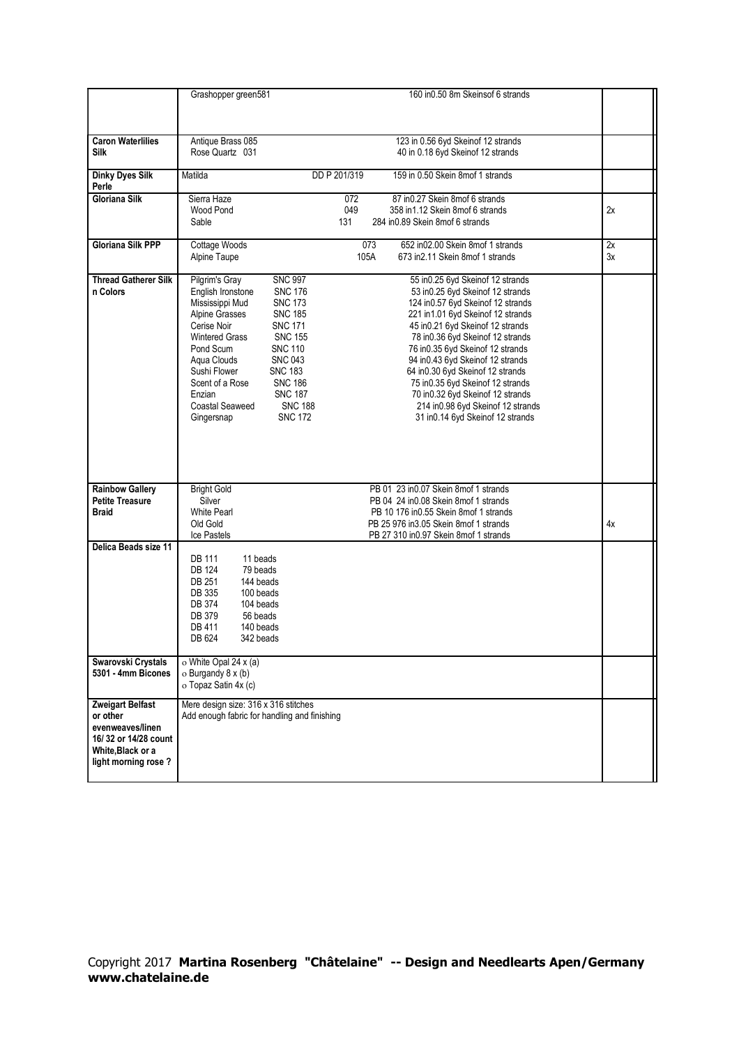| | | | |
|---|---|---|---|
| | Grashopper green581 | 160 in0.50 8m Skeinsof 6 strands | |
| **Caron Waterlilies Silk** | Antique Brass 085<br>Rose Quartz 031 | 123 in 0.56 6yd Skeinof 12 strands<br>40 in 0.18 6yd Skeinof 12 strands | |
| **Dinky Dyes Silk Perle** | Matilda DD P 201/319 | 159 in 0.50 Skein 8mof 1 strands | |
| **Gloriana Silk** | Sierra Haze 072<br>Wood Pond 049<br>Sable 131 | 87 in0.27 Skein 8mof 6 strands<br>358 in1.12 Skein 8mof 6 strands<br>284 in0.89 Skein 8mof 6 strands | <br>2x<br> |
| **Gloriana Silk PPP** | Cottage Woods 073<br>Alpine Taupe 105A | 652 in02.00 Skein 8mof 1 strands<br>673 in2.11 Skein 8mof 1 strands | 2x<br>3x |
| **Thread Gatherer Silk n Colors** | Pilgrim's Gray SNC 997<br>English Ironstone SNC 176<br>Mississippi Mud SNC 173<br>Alpine Grasses SNC 185<br>Cerise Noir SNC 171<br>Wintered Grass SNC 155<br>Pond Scum SNC 110<br>Aqua Clouds SNC 043<br>Sushi Flower SNC 183<br>Scent of a Rose SNC 186<br>Enzian SNC 187<br>Coastal Seaweed SNC 188<br>Gingersnap SNC 172 | 55 in0.25 6yd Skeinof 12 strands<br>53 in0.25 6yd Skeinof 12 strands<br>124 in0.57 6yd Skeinof 12 strands<br>221 in1.01 6yd Skeinof 12 strands<br>45 in0.21 6yd Skeinof 12 strands<br>78 in0.36 6yd Skeinof 12 strands<br>76 in0.35 6yd Skeinof 12 strands<br>94 in0.43 6yd Skeinof 12 strands<br>64 in0.30 6yd Skeinof 12 strands<br>75 in0.35 6yd Skeinof 12 strands<br>70 in0.32 6yd Skeinof 12 strands<br>214 in0.98 6yd Skeinof 12 strands<br>31 in0.14 6yd Skeinof 12 strands | |
| **Rainbow Gallery Petite Treasure Braid** | Bright Gold<br>Silver<br>White Pearl<br>Old Gold<br>Ice Pastels | PB 01 23 in0.07 Skein 8mof 1 strands<br>PB 04 24 in0.08 Skein 8mof 1 strands<br>PB 10 176 in0.55 Skein 8mof 1 strands<br>PB 25 976 in3.05 Skein 8mof 1 strands<br>PB 27 310 in0.97 Skein 8mof 1 strands | <br><br><br>4x<br> |
| **Delica Beads size 11** | DB 111 11 beads<br>DB 124 79 beads<br>DB 251 144 beads<br>DB 335 100 beads<br>DB 374 104 beads<br>DB 379 56 beads<br>DB 411 140 beads<br>DB 624 342 beads | | |
| **Swarovski Crystals 5301 - 4mm Bicones** | o White Opal 24 x (a)<br>o Burgandy 8 x (b)<br>o Topaz Satin 4x (c) | | |
| **Zweigart Belfast or other evenweaves/linen 16/ 32 or 14/28 count White,Black or a light morning rose ?** | Mere design size: 316 x 316 stitches<br>Add enough fabric for handling and finishing | | |

Copyright 2017 **Martina Rosenberg "Châtelaine" -- Design and Needlearts Apen/Germany www.chatelaine.de**